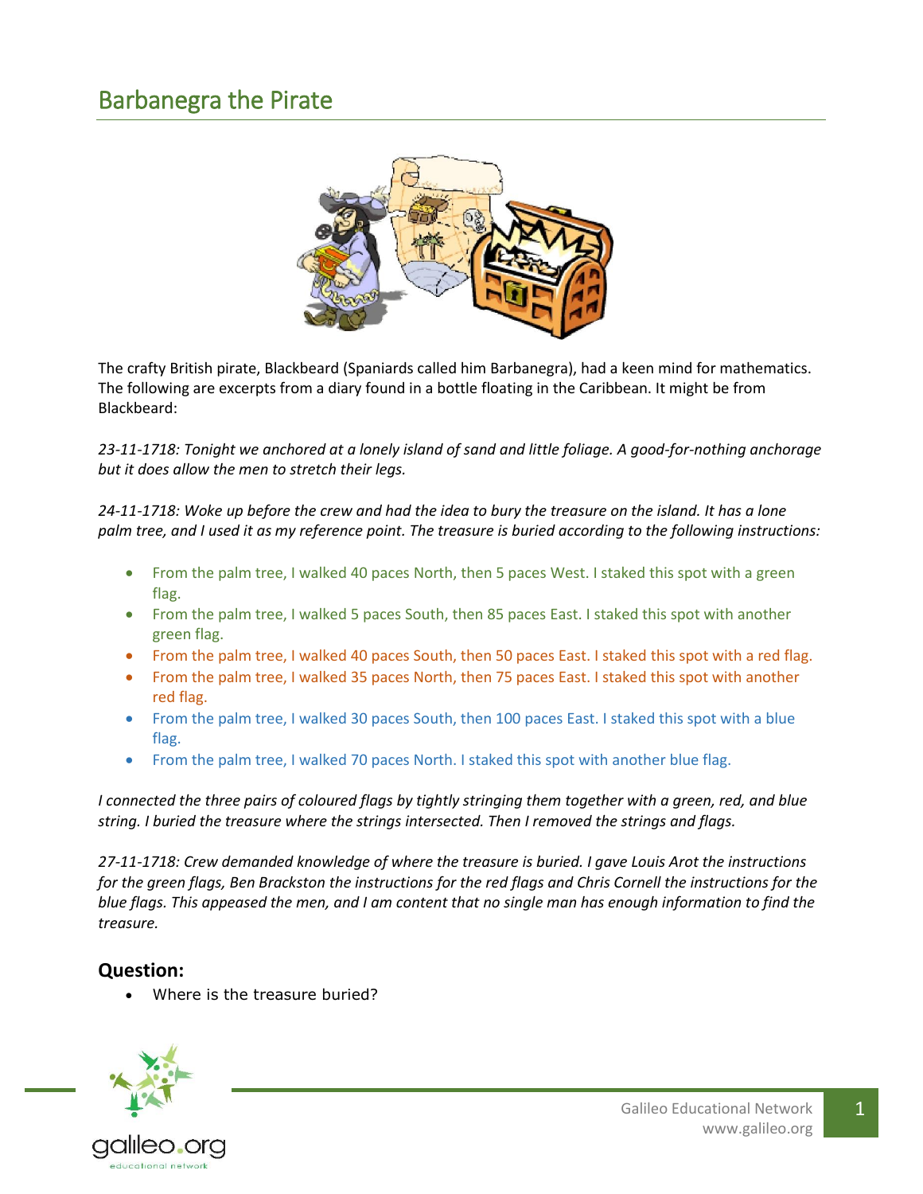# Barbanegra the Pirate

The crafty British pirate, Blackbeard (Spaniards called him Barbanegra), had a keen mind for mathematics. The following are excerpts from a diary found in a bottle floating in the Caribbean. It might be from Blackbeard:

*23-11-1718: Tonight we anchored at a lonely island of sand and little foliage. A good-for-nothing anchorage but it does allow the men to stretch their legs.*

*24-11-1718: Woke up before the crew and had the idea to bury the treasure on the island. It has a lone palm tree, and I used it as my reference point. The treasure is buried according to the following instructions:*

- From the palm tree, I walked 40 paces North, then 5 paces West. I staked this spot with a green flag.
- From the palm tree, I walked 5 paces South, then 85 paces East. I staked this spot with another green flag.
- From the palm tree, I walked 40 paces South, then 50 paces East. I staked this spot with a red flag.
- From the palm tree, I walked 35 paces North, then 75 paces East. I staked this spot with another red flag.
- From the palm tree, I walked 30 paces South, then 100 paces East. I staked this spot with a blue flag.
- From the palm tree, I walked 70 paces North. I staked this spot with another blue flag.

*I connected the three pairs of coloured flags by tightly stringing them together with a green, red, and blue string. I buried the treasure where the strings intersected. Then I removed the strings and flags.*

*27-11-1718: Crew demanded knowledge of where the treasure is buried. I gave Louis Arot the instructions for the green flags, Ben Brackston the instructions for the red flags and Chris Cornell the instructions for the blue flags. This appeased the men, and I am content that no single man has enough information to find the treasure.*

### Question:

- Where is the treasure buried?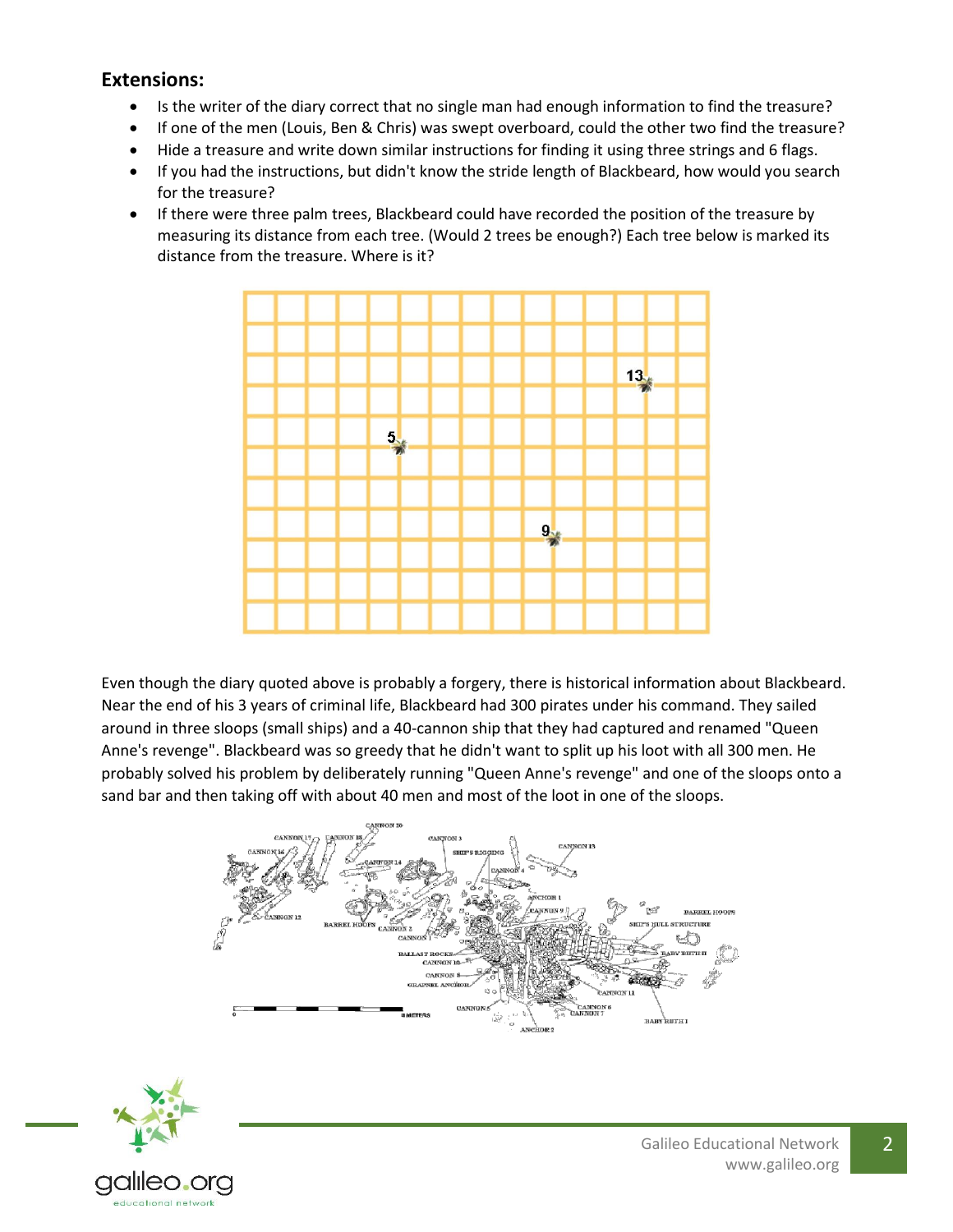## Extensions:

- Is the writer of the diary correct that no single man had enough information to find the treasure?
- If one of the men (Louis, Ben & Chris) was swept overboard, could the other two find the treasure?
- Hide a treasure and write down similar instructions for finding it using three strings and 6 flags.
- If you had the instructions, but didn't know the stride length of Blackbeard, how would you search for the treasure?
- If there were three palm trees, Blackbeard could have recorded the position of the treasure by measuring its distance from each tree. (Would 2 trees be enough?) Each tree below is marked its distance from the treasure. Where is it?

Even though the diary quoted above is probably a forgery, there is historical information about Blackbeard. Near the end of his 3 years of criminal life, Blackbeard had 300 pirates under his command. They sailed around in three sloops (small ships) and a 40-cannon ship that they had captured and renamed "Queen Anne's revenge". Blackbeard was so greedy that he didn't want to split up his loot with all 300 men. He probably solved his problem by deliberately running "Queen Anne's revenge" and one of the sloops onto a sand bar and then taking off with about 40 men and most of the loot in one of the sloops.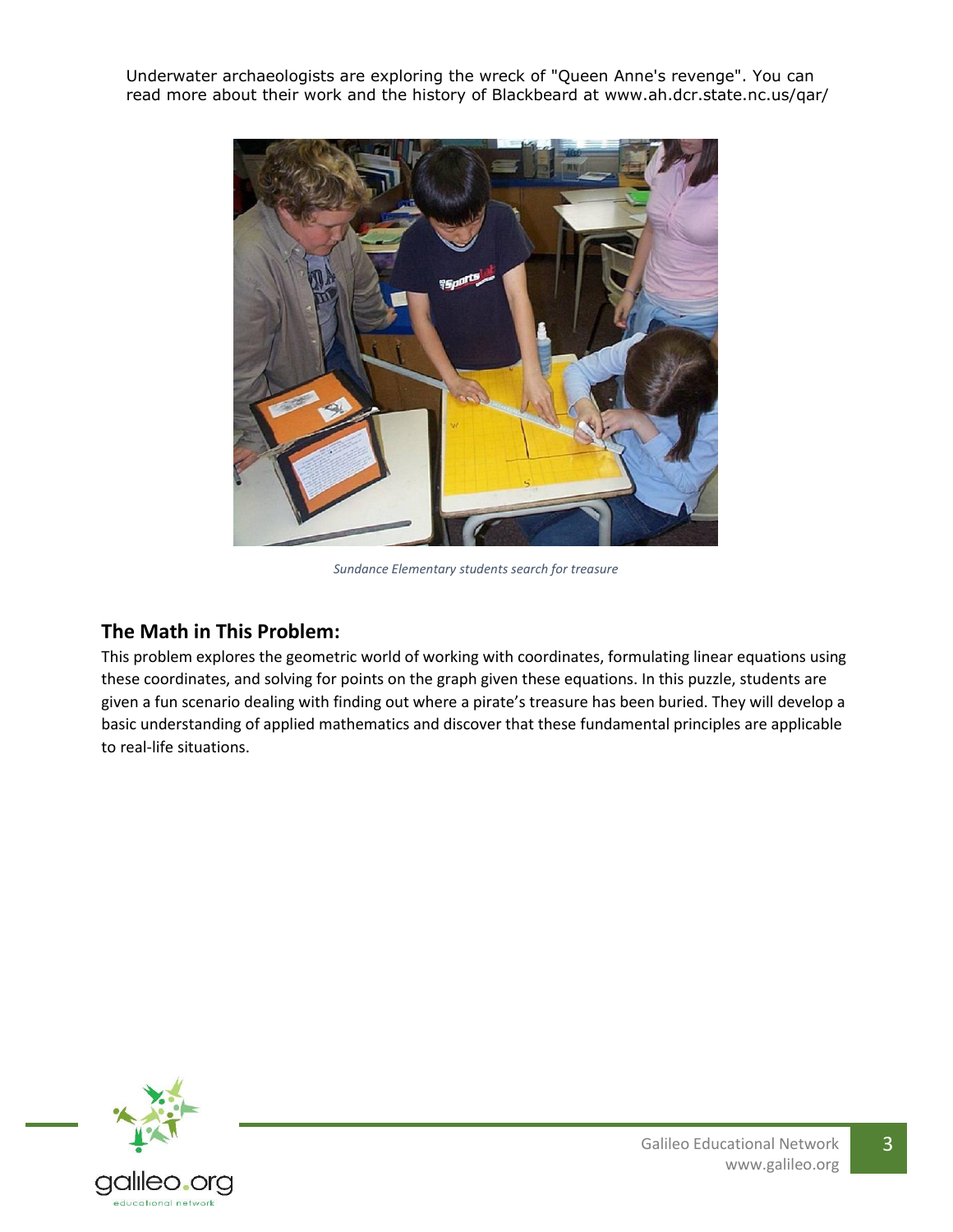Underwater archaeologists are exploring the wreck of "Queen Anne's revenge". You can read more about their work and the history of Blackbeard at www.ah.dcr.state.nc.us/qar/

*Sundance Elementary students search for treasure*

## The Math in This Problem:

This problem explores the geometric world of working with coordinates, formulating linear equations using these coordinates, and solving for points on the graph given these equations. In this puzzle, students are given a fun scenario dealing with finding out where a pirate's treasure has been buried. They will develop a basic understanding of applied mathematics and discover that these fundamental principles are applicable to real-life situations.